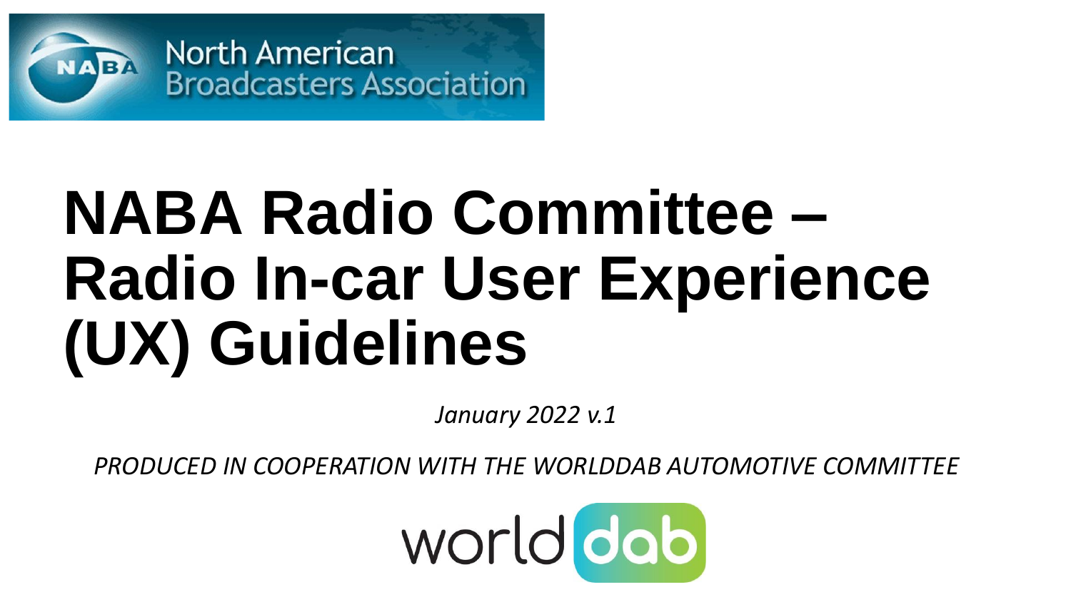North American Broadcasters Association

# NABA Radio Committee – Radio In-car User Experience (UX) Guidelines

*January 2022 v.1*

*PRODUCED IN COOPERATION WITH THE WORLDDAB AUTOMOTIVE COMMITTEE*

worlddab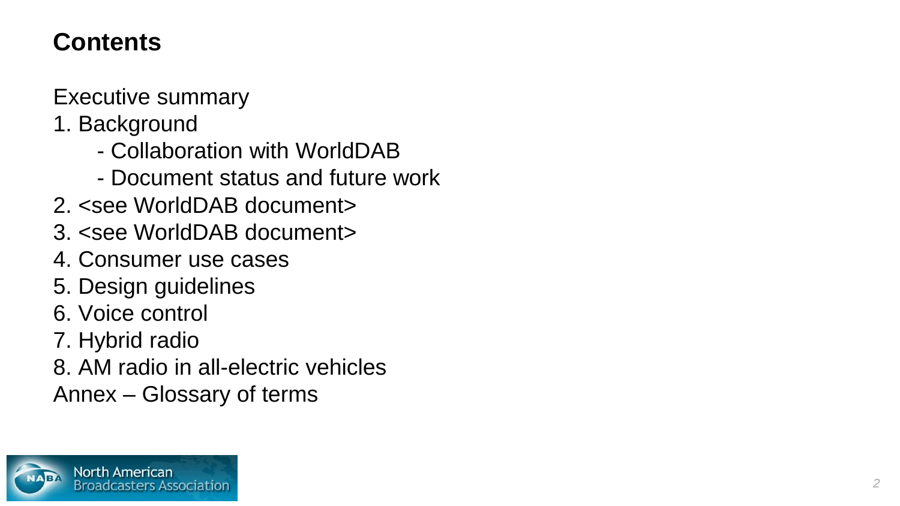# Contents

Executive summary

1. Background
    - Collaboration with WorldDAB
    - Document status and future work
2. <see WorldDAB document>
3. <see WorldDAB document>
4. Consumer use cases
5. Design guidelines
6. Voice control
7. Hybrid radio
8. AM radio in all-electric vehicles

Annex – Glossary of terms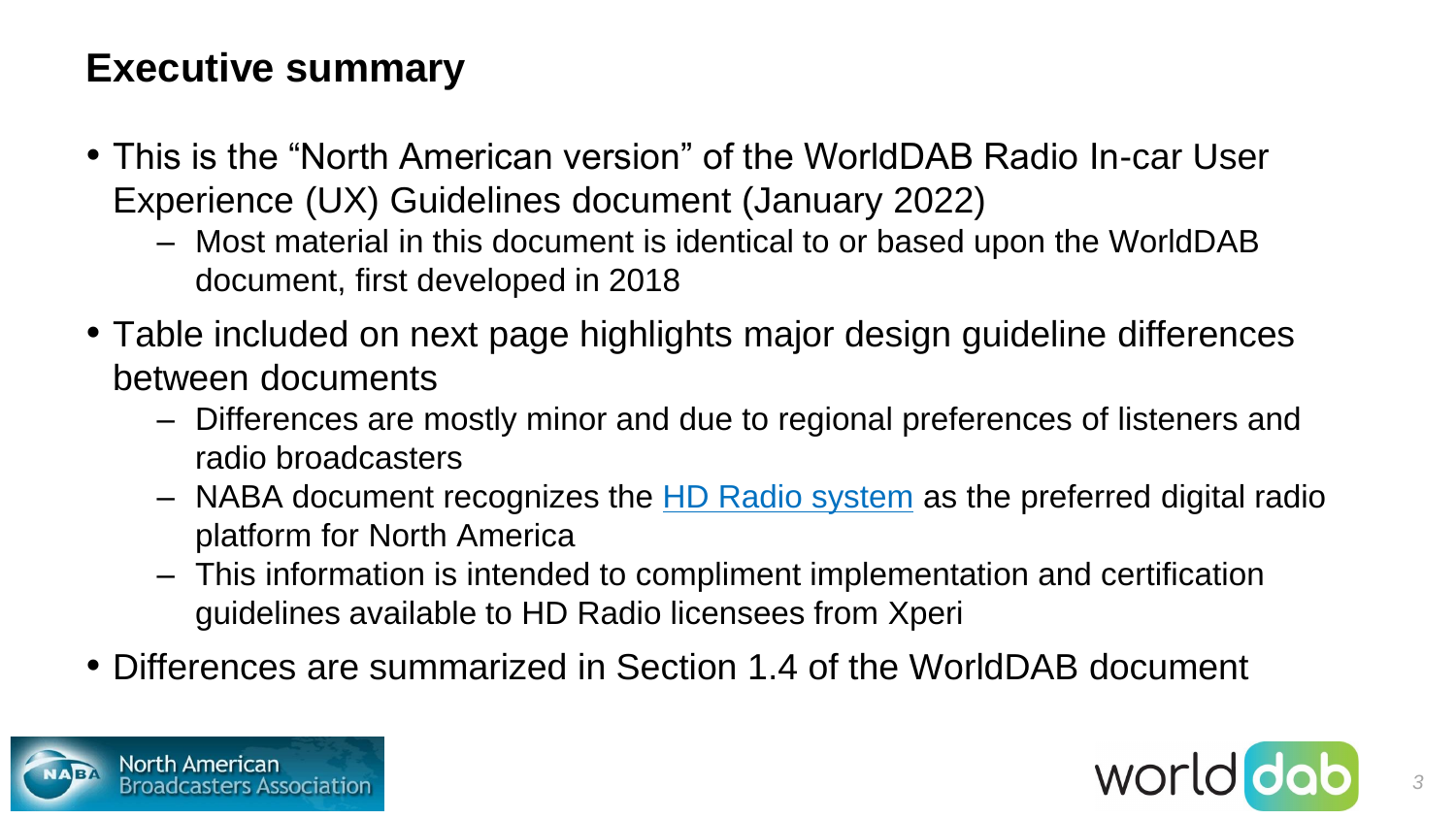## Executive summary

- This is the "North American version" of the WorldDAB Radio In-car User Experience (UX) Guidelines document (January 2022)
  - Most material in this document is identical to or based upon the WorldDAB document, first developed in 2018
- Table included on next page highlights major design guideline differences between documents
  - Differences are mostly minor and due to regional preferences of listeners and radio broadcasters
  - NABA document recognizes the HD Radio system as the preferred digital radio platform for North America
  - This information is intended to compliment implementation and certification guidelines available to HD Radio licensees from Xperi
- Differences are summarized in Section 1.4 of the WorldDAB document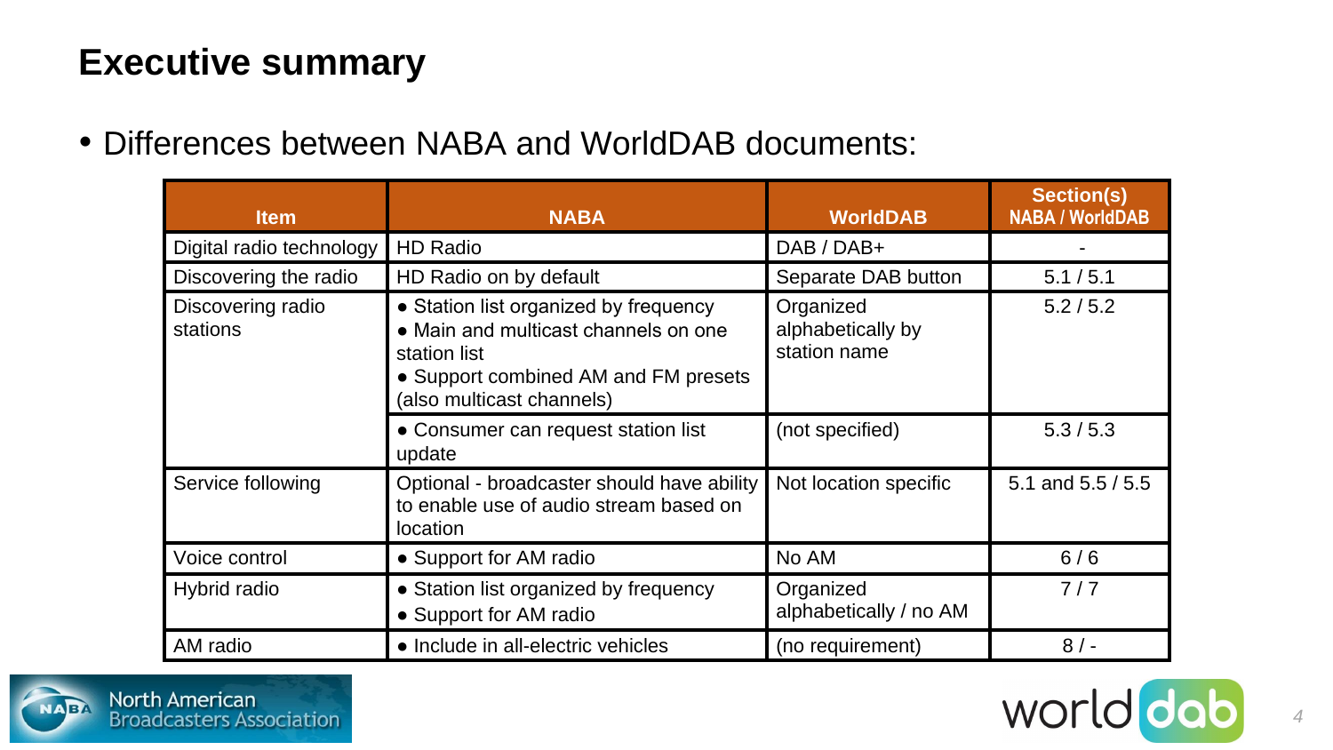# Executive summary

- Differences between NABA and WorldDAB documents:

| Item | NABA | WorldDAB | Section(s) NABA / WorldDAB |
|---|---|---|---|
| Digital radio technology | HD Radio | DAB / DAB+ | - |
| Discovering the radio | HD Radio on by default | Separate DAB button | 5.1 / 5.1 |
| Discovering radio stations | • Station list organized by frequency<br>• Main and multicast channels on one station list<br>• Support combined AM and FM presets (also multicast channels) | Organized alphabetically by station name | 5.2 / 5.2 |
| | • Consumer can request station list update | (not specified) | 5.3 / 5.3 |
| Service following | Optional - broadcaster should have ability to enable use of audio stream based on location | Not location specific | 5.1 and 5.5 / 5.5 |
| Voice control | • Support for AM radio | No AM | 6 / 6 |
| Hybrid radio | • Station list organized by frequency<br>• Support for AM radio | Organized alphabetically / no AM | 7 / 7 |
| AM radio | • Include in all-electric vehicles | (no requirement) | 8 / - |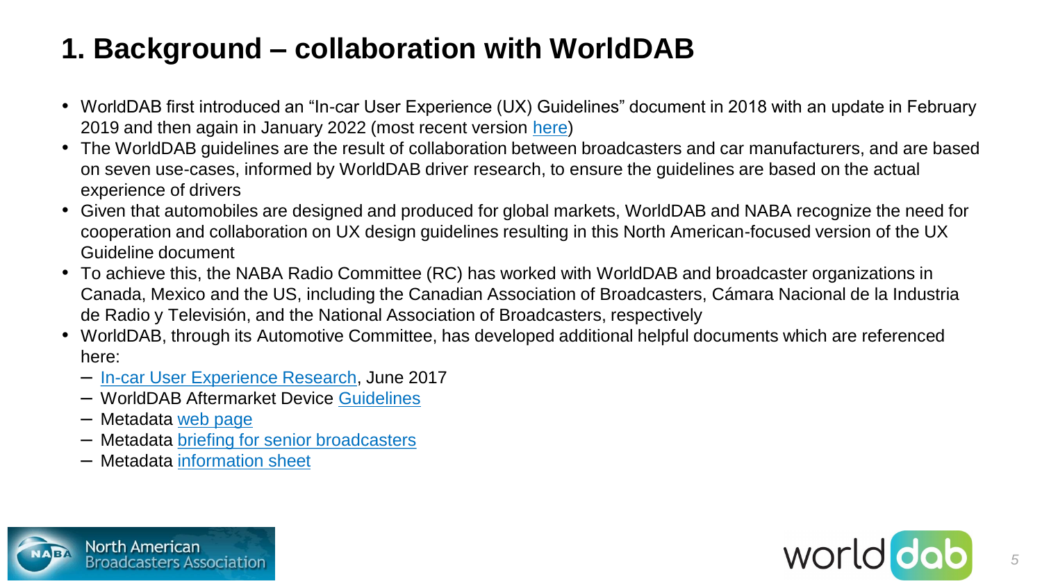# 1. Background – collaboration with WorldDAB

- WorldDAB first introduced an "In-car User Experience (UX) Guidelines" document in 2018 with an update in February 2019 and then again in January 2022 (most recent version here)
- The WorldDAB guidelines are the result of collaboration between broadcasters and car manufacturers, and are based on seven use-cases, informed by WorldDAB driver research, to ensure the guidelines are based on the actual experience of drivers
- Given that automobiles are designed and produced for global markets, WorldDAB and NABA recognize the need for cooperation and collaboration on UX design guidelines resulting in this North American-focused version of the UX Guideline document
- To achieve this, the NABA Radio Committee (RC) has worked with WorldDAB and broadcaster organizations in Canada, Mexico and the US, including the Canadian Association of Broadcasters, Cámara Nacional de la Industria de Radio y Televisión, and the National Association of Broadcasters, respectively
- WorldDAB, through its Automotive Committee, has developed additional helpful documents which are referenced here:
  - In-car User Experience Research, June 2017
  - WorldDAB Aftermarket Device Guidelines
  - Metadata web page
  - Metadata briefing for senior broadcasters
  - Metadata information sheet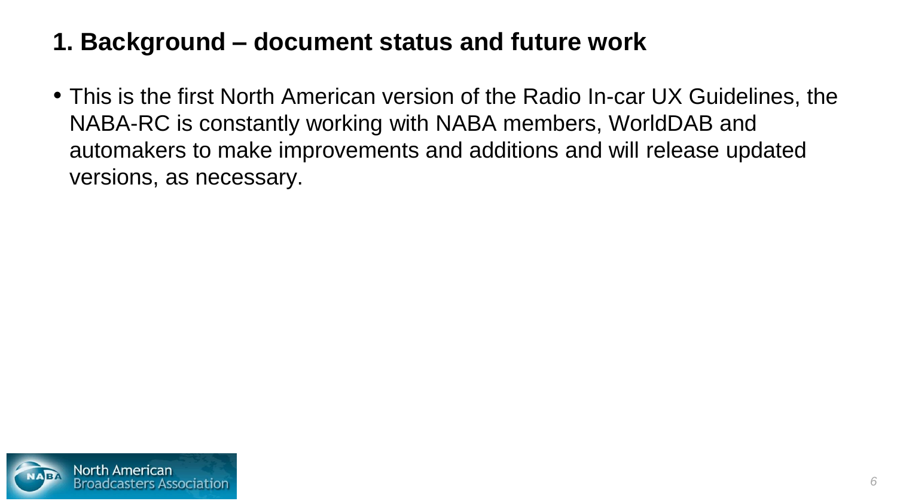## 1. Background – document status and future work

- This is the first North American version of the Radio In-car UX Guidelines, the NABA-RC is constantly working with NABA members, WorldDAB and automakers to make improvements and additions and will release updated versions, as necessary.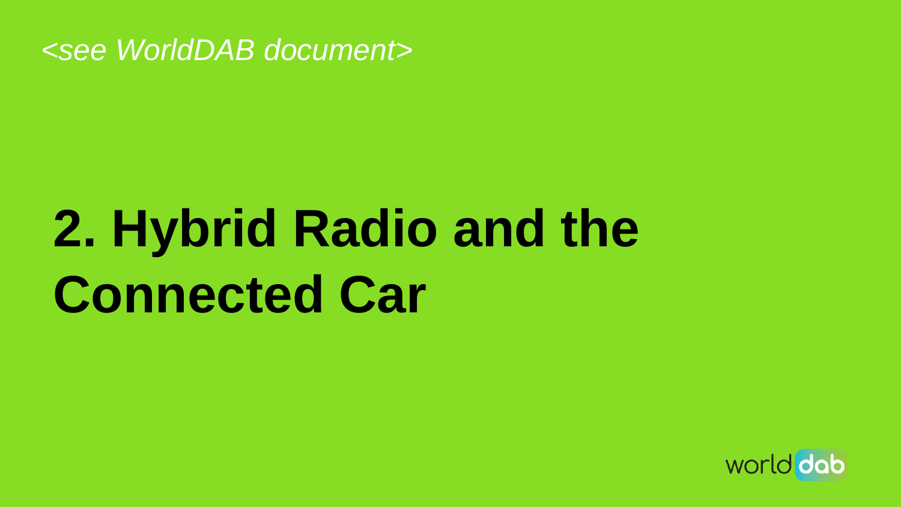*<see WorldDAB document>*

# 2. Hybrid Radio and the Connected Car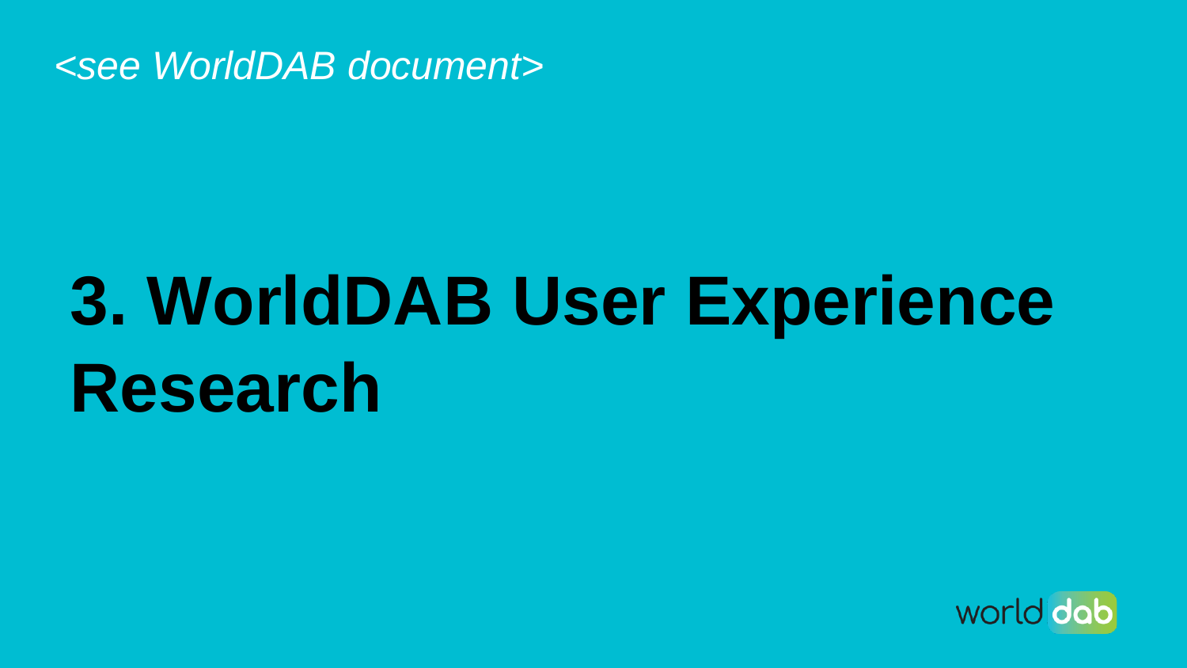*<see WorldDAB document>*

# 3. WorldDAB User Experience Research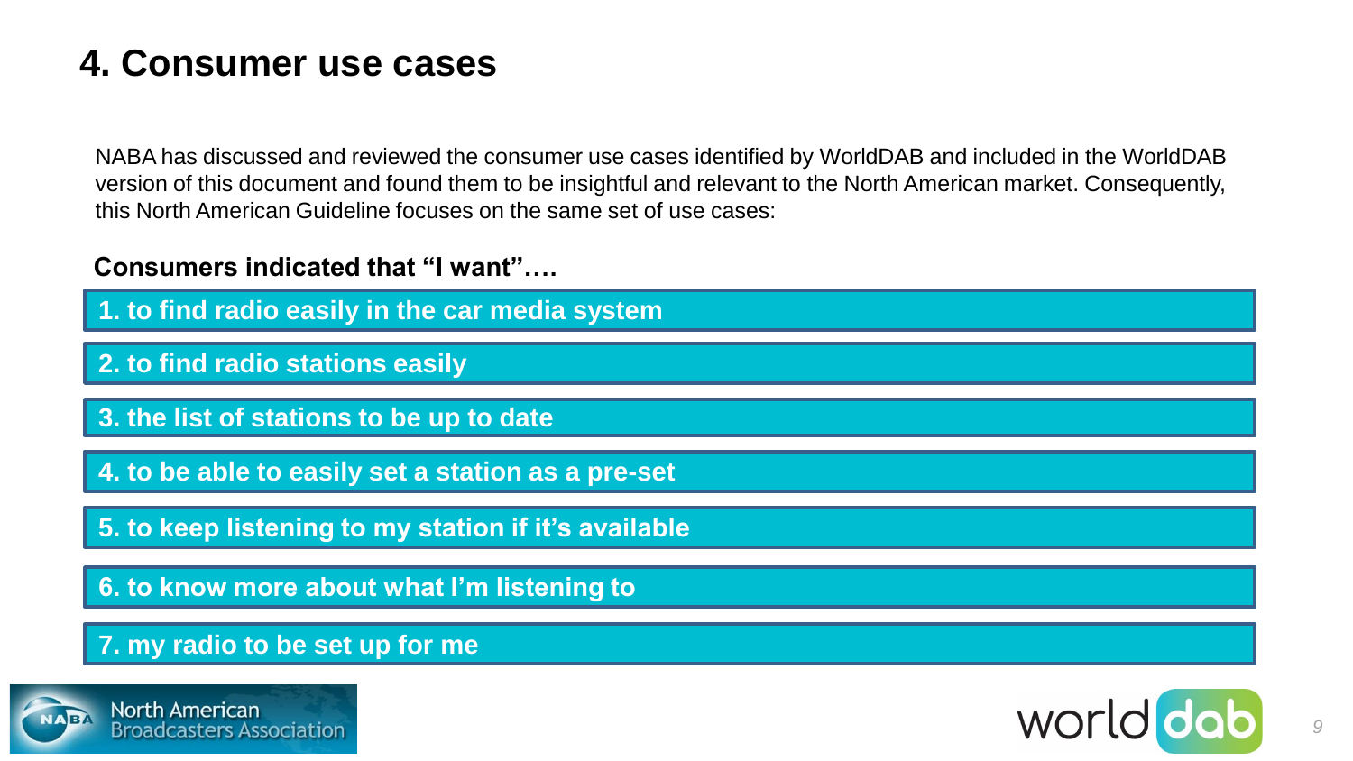# 4. Consumer use cases

NABA has discussed and reviewed the consumer use cases identified by WorldDAB and included in the WorldDAB version of this document and found them to be insightful and relevant to the North American market. Consequently, this North American Guideline focuses on the same set of use cases:

**Consumers indicated that "I want"….**

1. **to find radio easily in the car media system**
2. **to find radio stations easily**
3. **the list of stations to be up to date**
4. **to be able to easily set a station as a pre-set**
5. **to keep listening to my station if it's available**
6. **to know more about what I'm listening to**
7. **my radio to be set up for me**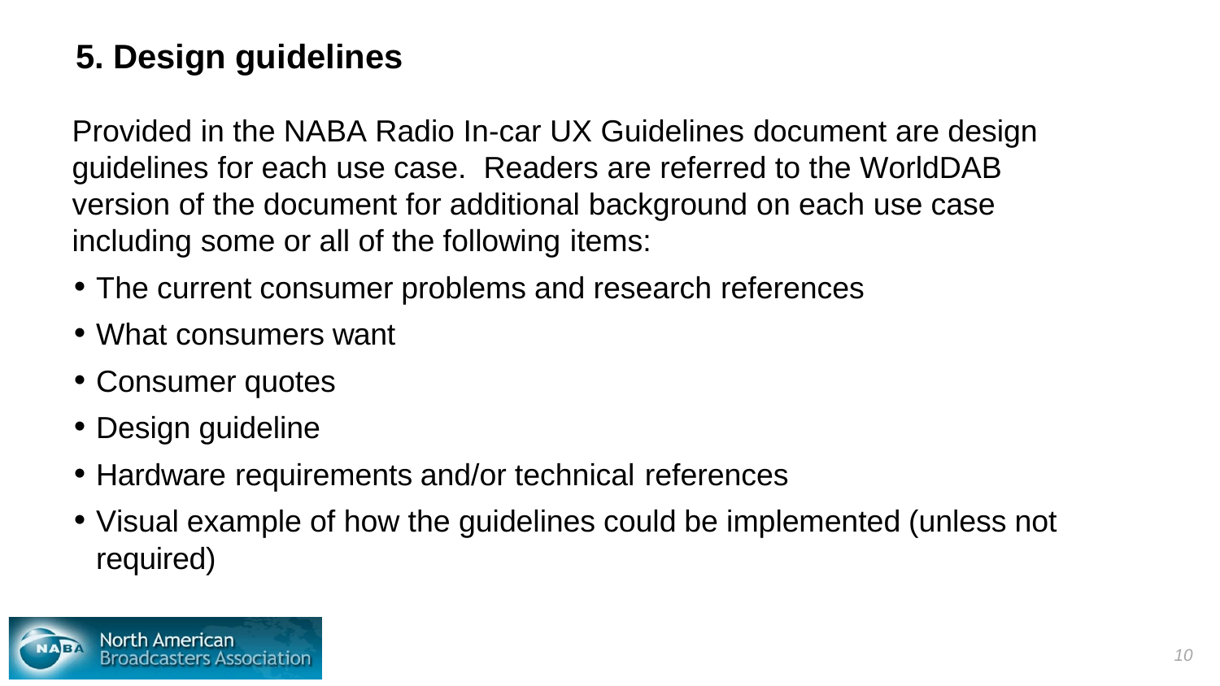## 5. Design guidelines

Provided in the NABA Radio In-car UX Guidelines document are design guidelines for each use case. Readers are referred to the WorldDAB version of the document for additional background on each use case including some or all of the following items:

- The current consumer problems and research references
- What consumers want
- Consumer quotes
- Design guideline
- Hardware requirements and/or technical references
- Visual example of how the guidelines could be implemented (unless not required)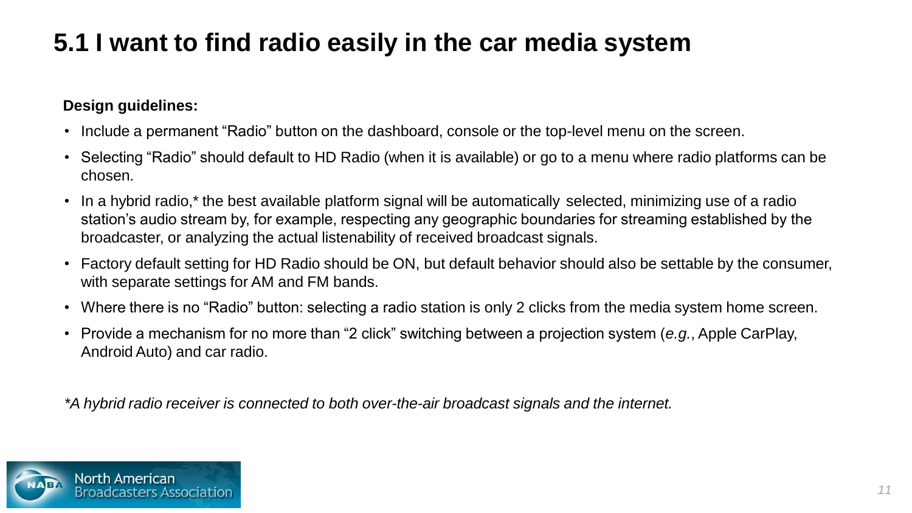# 5.1 I want to find radio easily in the car media system

**Design guidelines:**

- Include a permanent “Radio” button on the dashboard, console or the top-level menu on the screen.
- Selecting “Radio” should default to HD Radio (when it is available) or go to a menu where radio platforms can be chosen.
- In a hybrid radio,* the best available platform signal will be automatically selected, minimizing use of a radio station’s audio stream by, for example, respecting any geographic boundaries for streaming established by the broadcaster, or analyzing the actual listenability of received broadcast signals.
- Factory default setting for HD Radio should be ON, but default behavior should also be settable by the consumer, with separate settings for AM and FM bands.
- Where there is no “Radio” button: selecting a radio station is only 2 clicks from the media system home screen.
- Provide a mechanism for no more than “2 click” switching between a projection system (*e.g.*, Apple CarPlay, Android Auto) and car radio.

**A hybrid radio receiver is connected to both over-the-air broadcast signals and the internet.*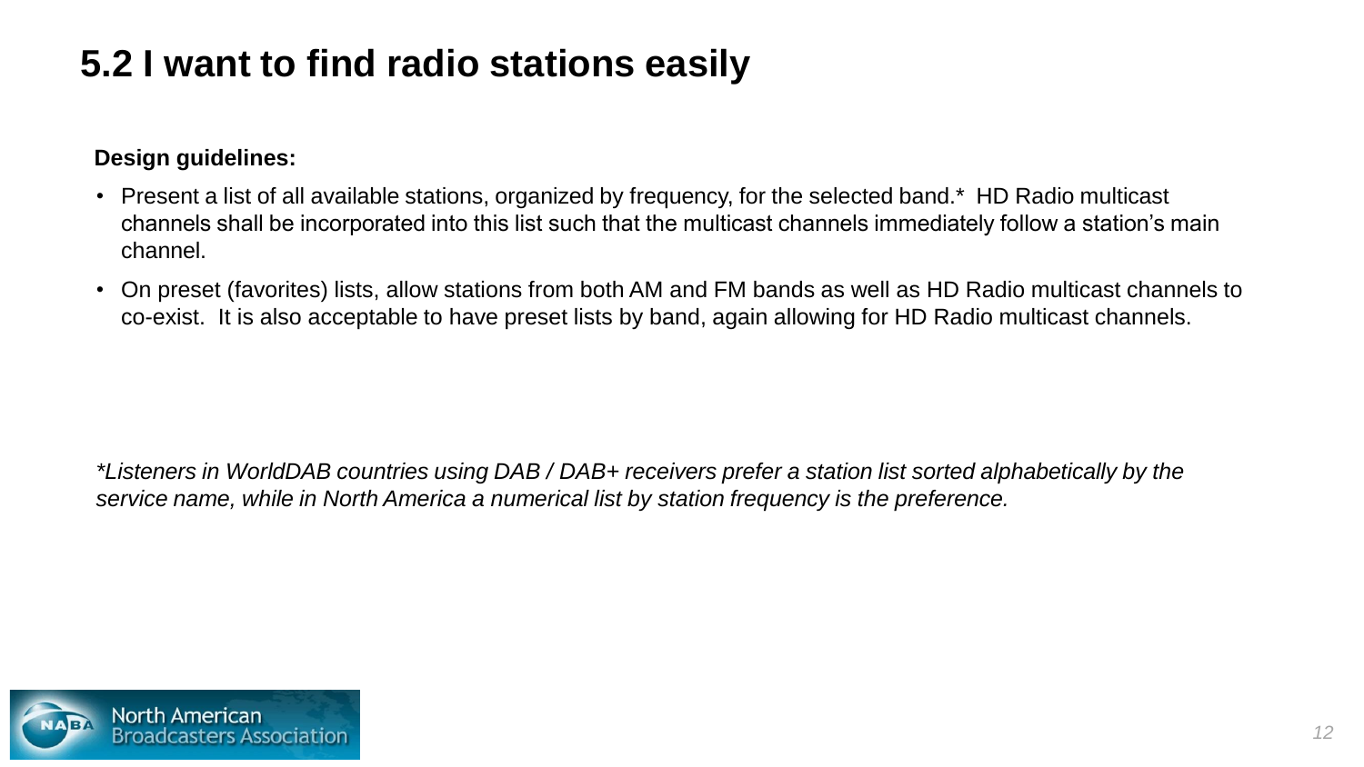## 5.2 I want to find radio stations easily

**Design guidelines:**

- Present a list of all available stations, organized by frequency, for the selected band.* HD Radio multicast channels shall be incorporated into this list such that the multicast channels immediately follow a station's main channel.
- On preset (favorites) lists, allow stations from both AM and FM bands as well as HD Radio multicast channels to co-exist. It is also acceptable to have preset lists by band, again allowing for HD Radio multicast channels.

*\*Listeners in WorldDAB countries using DAB / DAB+ receivers prefer a station list sorted alphabetically by the service name, while in North America a numerical list by station frequency is the preference.*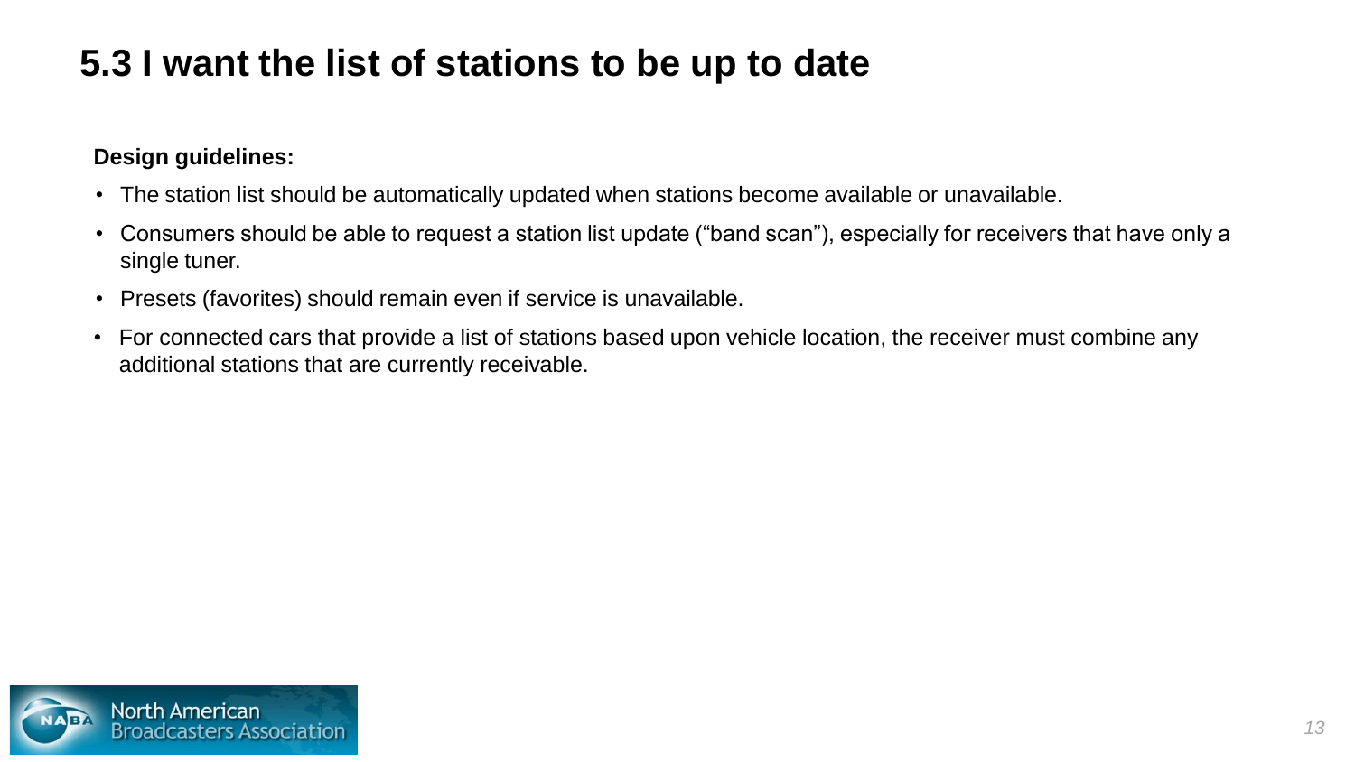## 5.3 I want the list of stations to be up to date

**Design guidelines:**

- The station list should be automatically updated when stations become available or unavailable.
- Consumers should be able to request a station list update ("band scan"), especially for receivers that have only a single tuner.
- Presets (favorites) should remain even if service is unavailable.
- For connected cars that provide a list of stations based upon vehicle location, the receiver must combine any additional stations that are currently receivable.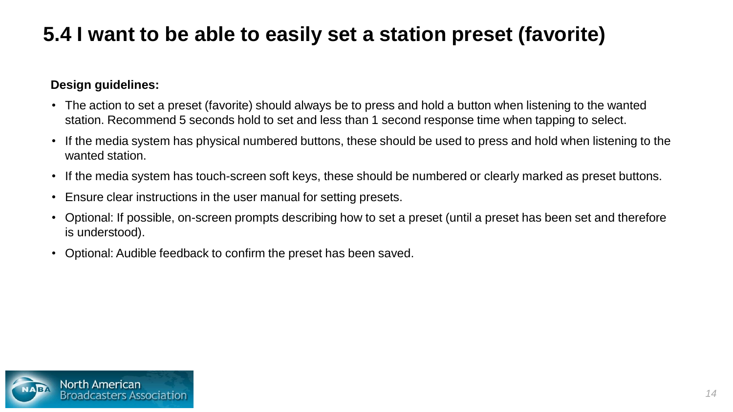# 5.4 I want to be able to easily set a station preset (favorite)

**Design guidelines:**

- The action to set a preset (favorite) should always be to press and hold a button when listening to the wanted station. Recommend 5 seconds hold to set and less than 1 second response time when tapping to select.
- If the media system has physical numbered buttons, these should be used to press and hold when listening to the wanted station.
- If the media system has touch-screen soft keys, these should be numbered or clearly marked as preset buttons.
- Ensure clear instructions in the user manual for setting presets.
- Optional: If possible, on-screen prompts describing how to set a preset (until a preset has been set and therefore is understood).
- Optional: Audible feedback to confirm the preset has been saved.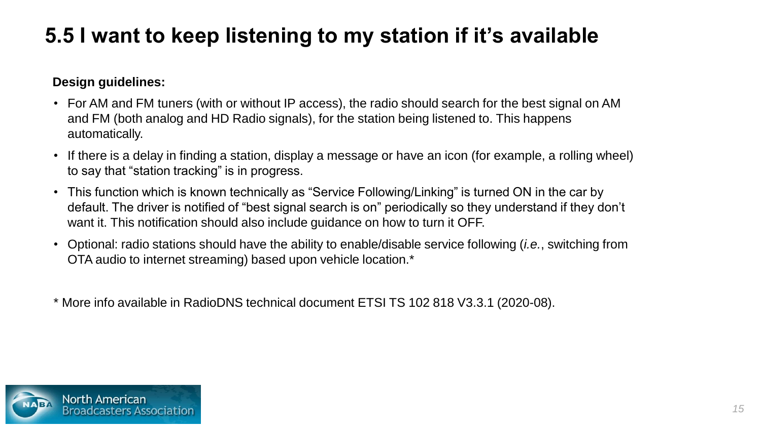# 5.5 I want to keep listening to my station if it's available

**Design guidelines:**

- For AM and FM tuners (with or without IP access), the radio should search for the best signal on AM and FM (both analog and HD Radio signals), for the station being listened to. This happens automatically.
- If there is a delay in finding a station, display a message or have an icon (for example, a rolling wheel) to say that "station tracking" is in progress.
- This function which is known technically as "Service Following/Linking" is turned ON in the car by default. The driver is notified of "best signal search is on" periodically so they understand if they don't want it. This notification should also include guidance on how to turn it OFF.
- Optional: radio stations should have the ability to enable/disable service following (*i.e.*, switching from OTA audio to internet streaming) based upon vehicle location.*

* More info available in RadioDNS technical document ETSI TS 102 818 V3.3.1 (2020-08).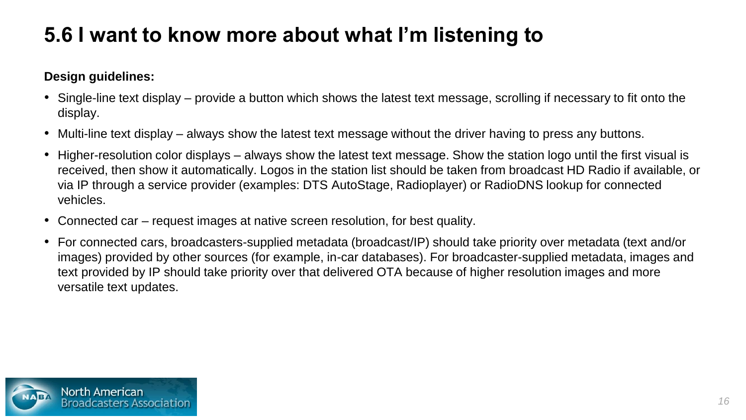# 5.6 I want to know more about what I'm listening to

**Design guidelines:**

- Single-line text display – provide a button which shows the latest text message, scrolling if necessary to fit onto the display.
- Multi-line text display – always show the latest text message without the driver having to press any buttons.
- Higher-resolution color displays – always show the latest text message. Show the station logo until the first visual is received, then show it automatically. Logos in the station list should be taken from broadcast HD Radio if available, or via IP through a service provider (examples: DTS AutoStage, Radioplayer) or RadioDNS lookup for connected vehicles.
- Connected car – request images at native screen resolution, for best quality.
- For connected cars, broadcasters-supplied metadata (broadcast/IP) should take priority over metadata (text and/or images) provided by other sources (for example, in-car databases). For broadcaster-supplied metadata, images and text provided by IP should take priority over that delivered OTA because of higher resolution images and more versatile text updates.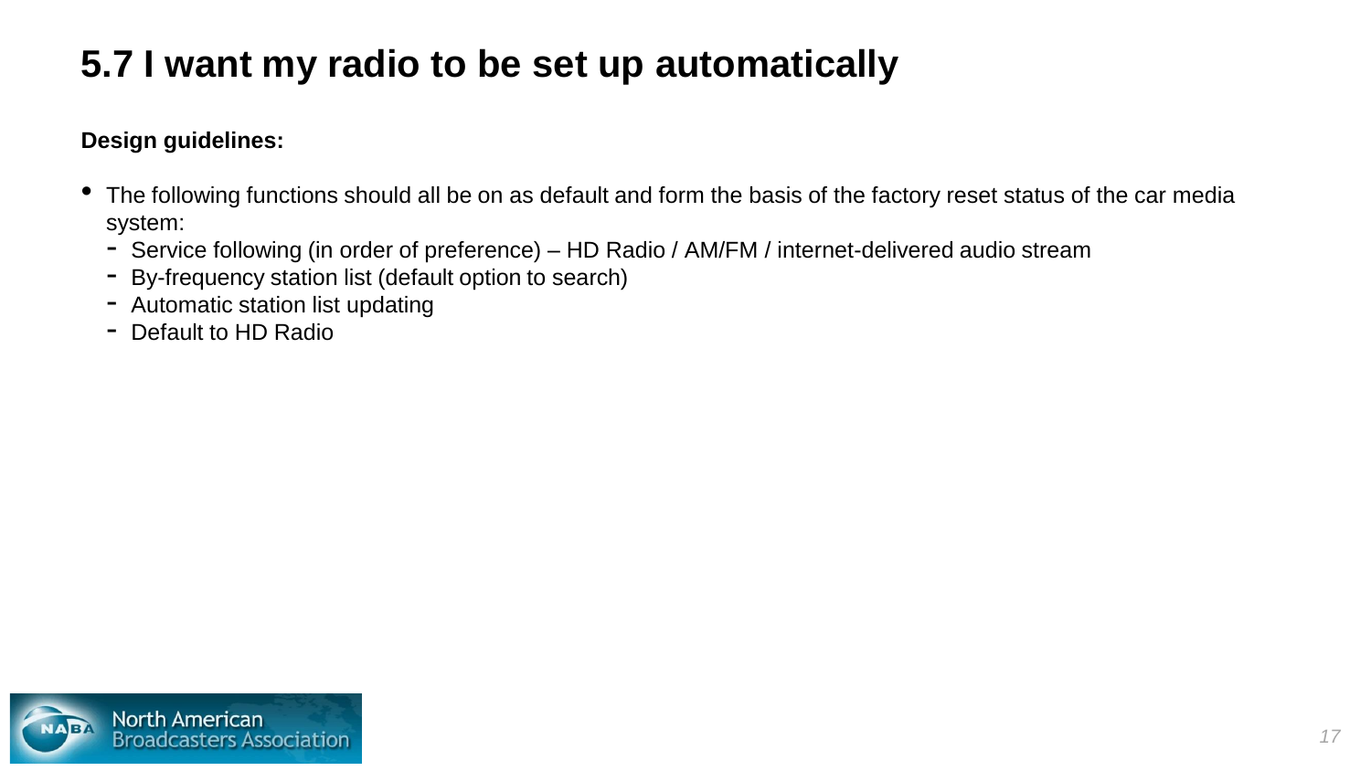# 5.7 I want my radio to be set up automatically

**Design guidelines:**

- The following functions should all be on as default and form the basis of the factory reset status of the car media system:
  - Service following (in order of preference) – HD Radio / AM/FM / internet-delivered audio stream
  - By-frequency station list (default option to search)
  - Automatic station list updating
  - Default to HD Radio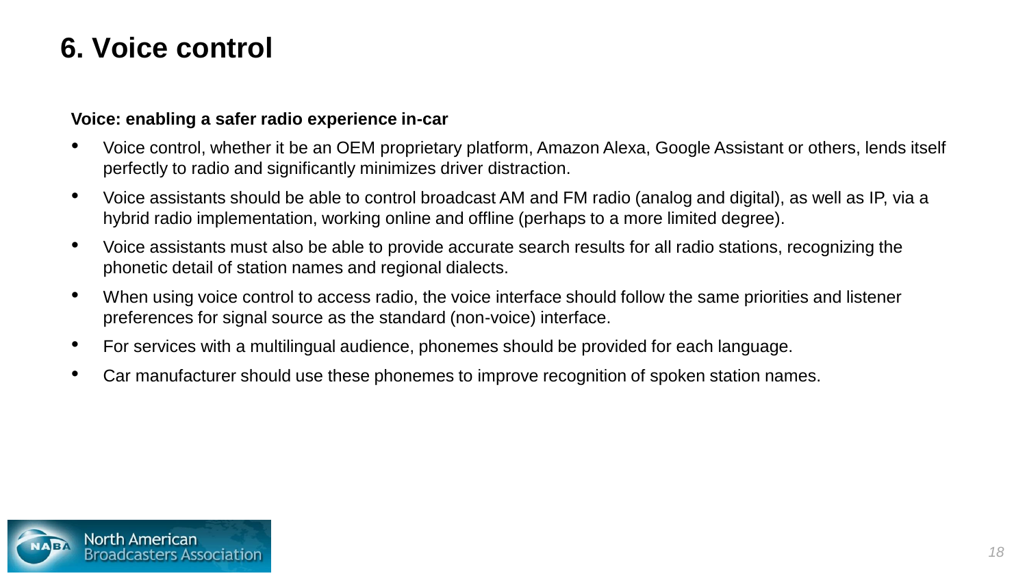# 6. Voice control

**Voice: enabling a safer radio experience in-car**

- Voice control, whether it be an OEM proprietary platform, Amazon Alexa, Google Assistant or others, lends itself perfectly to radio and significantly minimizes driver distraction.
- Voice assistants should be able to control broadcast AM and FM radio (analog and digital), as well as IP, via a hybrid radio implementation, working online and offline (perhaps to a more limited degree).
- Voice assistants must also be able to provide accurate search results for all radio stations, recognizing the phonetic detail of station names and regional dialects.
- When using voice control to access radio, the voice interface should follow the same priorities and listener preferences for signal source as the standard (non-voice) interface.
- For services with a multilingual audience, phonemes should be provided for each language.
- Car manufacturer should use these phonemes to improve recognition of spoken station names.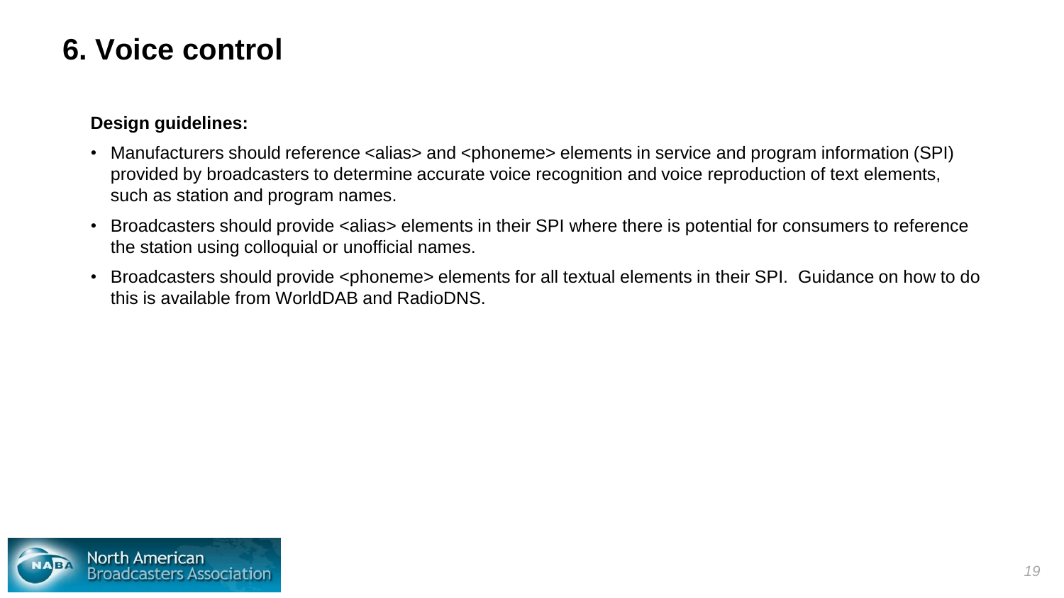# 6. Voice control

**Design guidelines:**

- Manufacturers should reference <alias> and <phoneme> elements in service and program information (SPI) provided by broadcasters to determine accurate voice recognition and voice reproduction of text elements, such as station and program names.
- Broadcasters should provide <alias> elements in their SPI where there is potential for consumers to reference the station using colloquial or unofficial names.
- Broadcasters should provide <phoneme> elements for all textual elements in their SPI. Guidance on how to do this is available from WorldDAB and RadioDNS.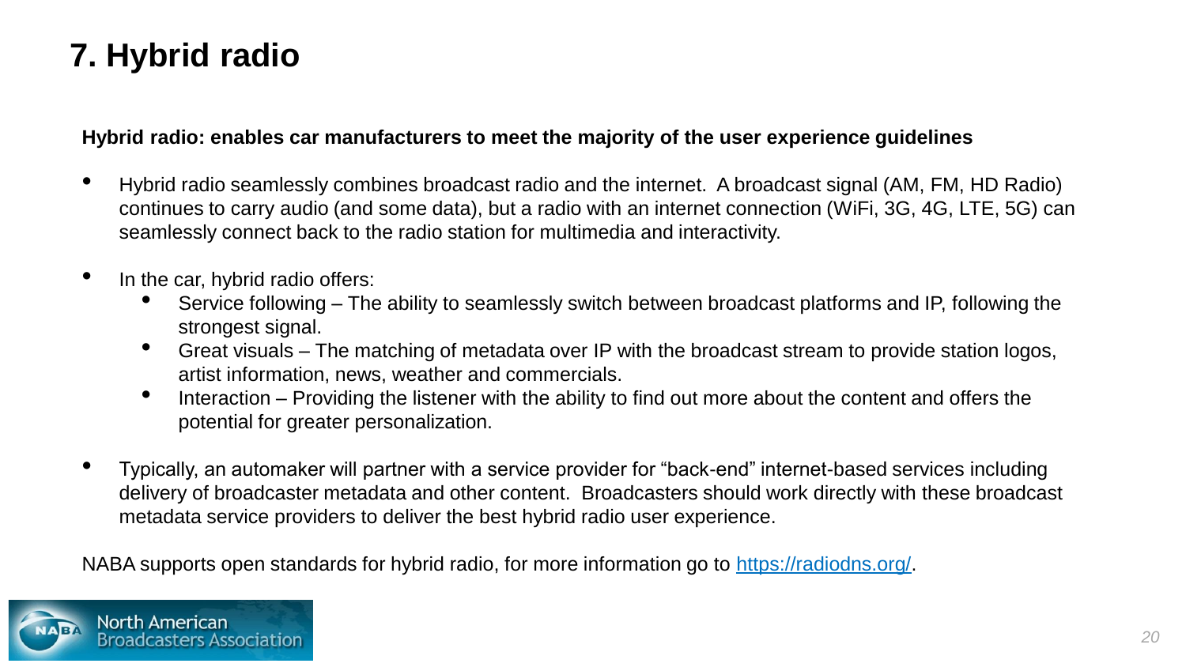# 7. Hybrid radio

**Hybrid radio: enables car manufacturers to meet the majority of the user experience guidelines**

- Hybrid radio seamlessly combines broadcast radio and the internet. A broadcast signal (AM, FM, HD Radio) continues to carry audio (and some data), but a radio with an internet connection (WiFi, 3G, 4G, LTE, 5G) can seamlessly connect back to the radio station for multimedia and interactivity.

- In the car, hybrid radio offers:
  - Service following – The ability to seamlessly switch between broadcast platforms and IP, following the strongest signal.
  - Great visuals – The matching of metadata over IP with the broadcast stream to provide station logos, artist information, news, weather and commercials.
  - Interaction – Providing the listener with the ability to find out more about the content and offers the potential for greater personalization.

- Typically, an automaker will partner with a service provider for "back-end" internet-based services including delivery of broadcaster metadata and other content. Broadcasters should work directly with these broadcast metadata service providers to deliver the best hybrid radio user experience.

NABA supports open standards for hybrid radio, for more information go to [https://radiodns.org/](https://radiodns.org/).

North American Broadcasters Association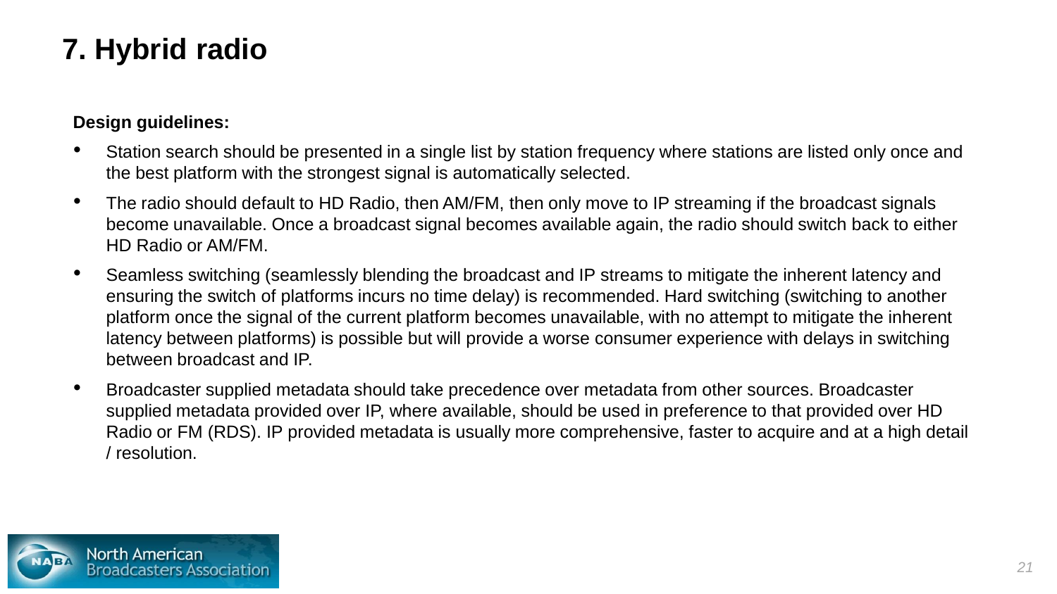# 7. Hybrid radio

**Design guidelines:**

- Station search should be presented in a single list by station frequency where stations are listed only once and the best platform with the strongest signal is automatically selected.
- The radio should default to HD Radio, then AM/FM, then only move to IP streaming if the broadcast signals become unavailable. Once a broadcast signal becomes available again, the radio should switch back to either HD Radio or AM/FM.
- Seamless switching (seamlessly blending the broadcast and IP streams to mitigate the inherent latency and ensuring the switch of platforms incurs no time delay) is recommended. Hard switching (switching to another platform once the signal of the current platform becomes unavailable, with no attempt to mitigate the inherent latency between platforms) is possible but will provide a worse consumer experience with delays in switching between broadcast and IP.
- Broadcaster supplied metadata should take precedence over metadata from other sources. Broadcaster supplied metadata provided over IP, where available, should be used in preference to that provided over HD Radio or FM (RDS). IP provided metadata is usually more comprehensive, faster to acquire and at a high detail / resolution.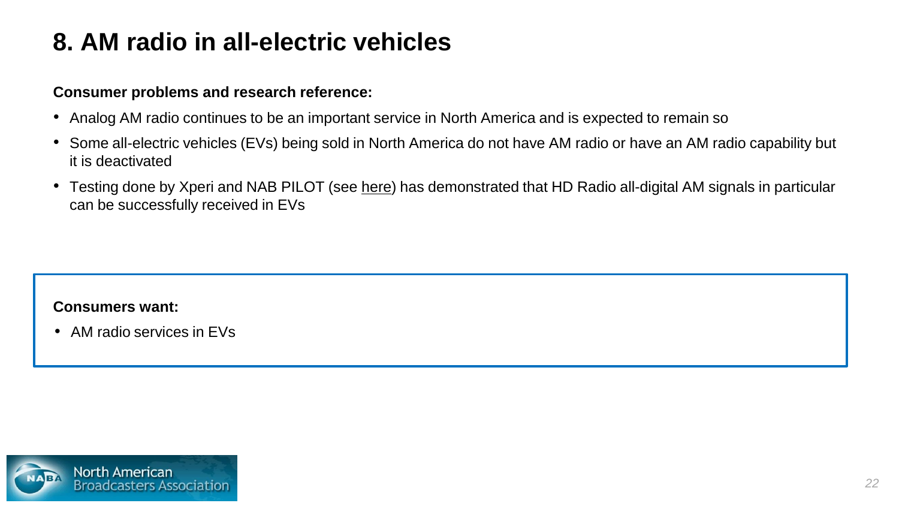# 8. AM radio in all-electric vehicles

**Consumer problems and research reference:**

- Analog AM radio continues to be an important service in North America and is expected to remain so
- Some all-electric vehicles (EVs) being sold in North America do not have AM radio or have an AM radio capability but it is deactivated
- Testing done by Xperi and NAB PILOT (see here) has demonstrated that HD Radio all-digital AM signals in particular can be successfully received in EVs

**Consumers want:**

- AM radio services in EVs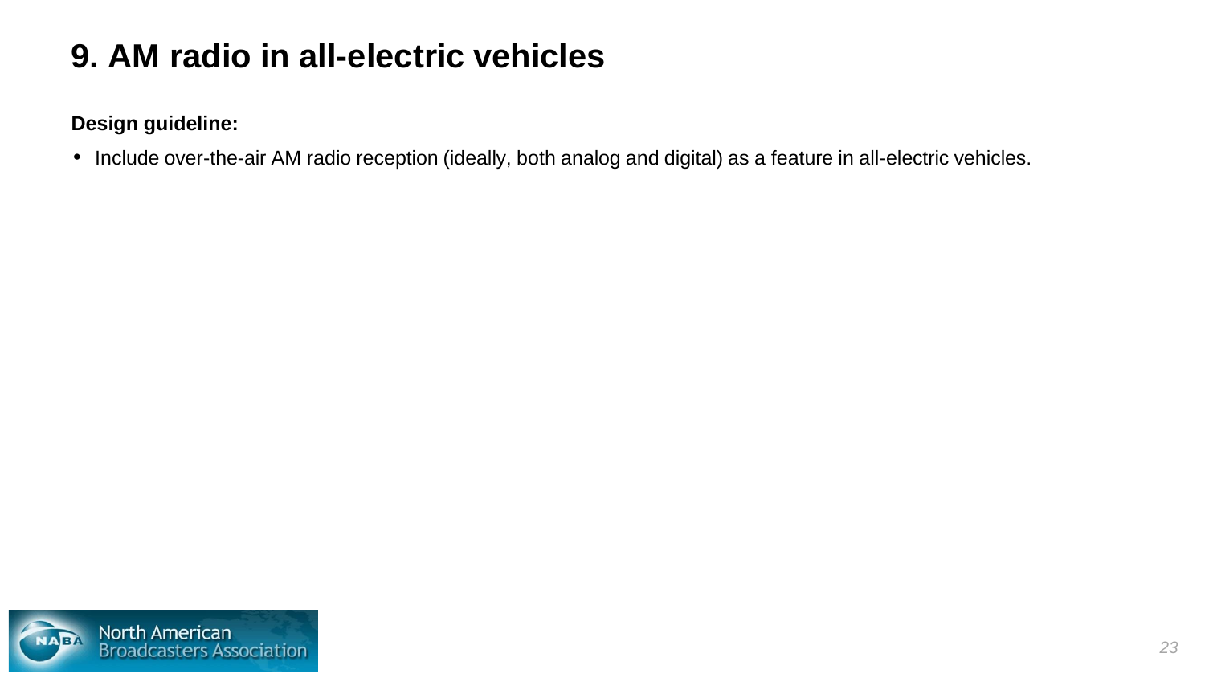# 9. AM radio in all-electric vehicles

**Design guideline:**

- Include over-the-air AM radio reception (ideally, both analog and digital) as a feature in all-electric vehicles.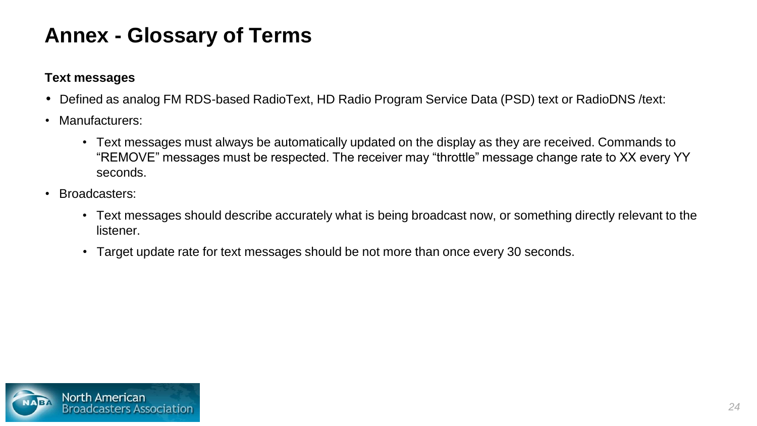# Annex - Glossary of Terms

**Text messages**

- Defined as analog FM RDS-based RadioText, HD Radio Program Service Data (PSD) text or RadioDNS /text:
- Manufacturers:
  - Text messages must always be automatically updated on the display as they are received. Commands to “REMOVE” messages must be respected. The receiver may “throttle” message change rate to XX every YY seconds.
- Broadcasters:
  - Text messages should describe accurately what is being broadcast now, or something directly relevant to the listener.
  - Target update rate for text messages should be not more than once every 30 seconds.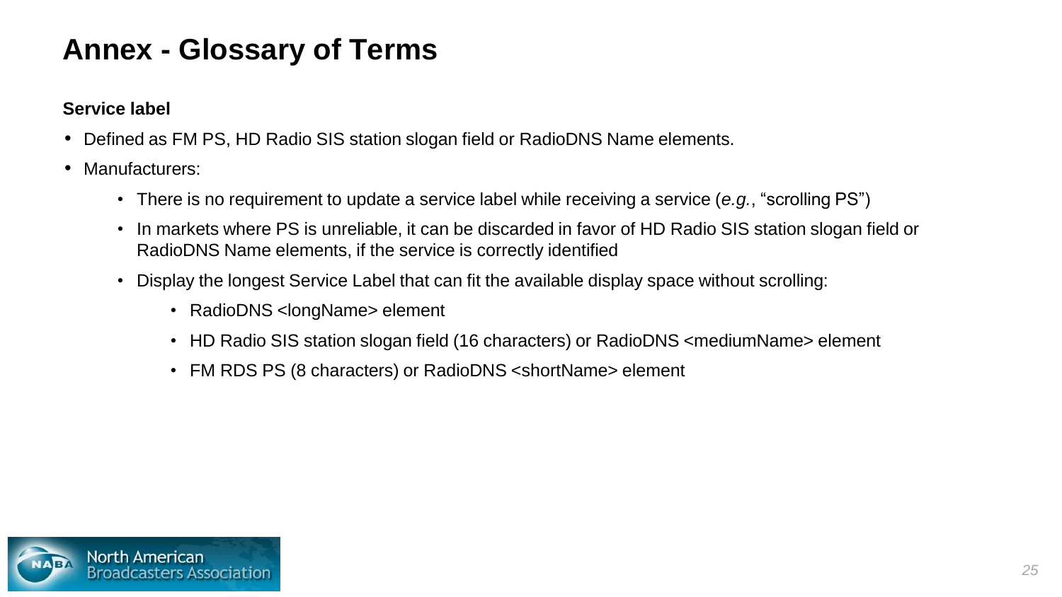# Annex - Glossary of Terms

**Service label**

- Defined as FM PS, HD Radio SIS station slogan field or RadioDNS Name elements.
- Manufacturers:
  - There is no requirement to update a service label while receiving a service (*e.g.*, “scrolling PS”)
  - In markets where PS is unreliable, it can be discarded in favor of HD Radio SIS station slogan field or RadioDNS Name elements, if the service is correctly identified
  - Display the longest Service Label that can fit the available display space without scrolling:
    - RadioDNS <longName> element
    - HD Radio SIS station slogan field (16 characters) or RadioDNS <mediumName> element
    - FM RDS PS (8 characters) or RadioDNS <shortName> element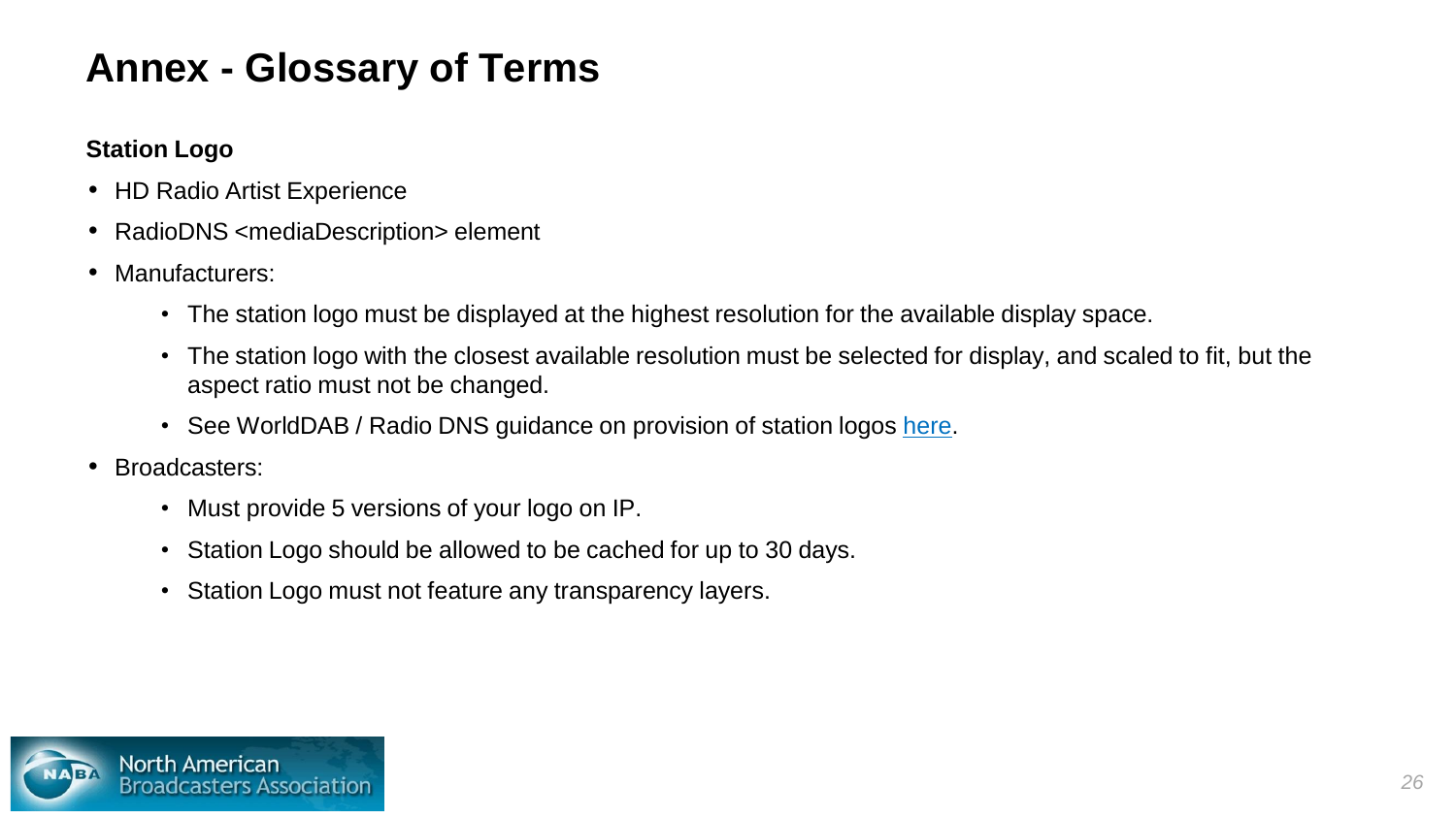# Annex - Glossary of Terms

**Station Logo**

- HD Radio Artist Experience
- RadioDNS <mediaDescription> element
- Manufacturers:
  - The station logo must be displayed at the highest resolution for the available display space.
  - The station logo with the closest available resolution must be selected for display, and scaled to fit, but the aspect ratio must not be changed.
  - See WorldDAB / Radio DNS guidance on provision of station logos here.
- Broadcasters:
  - Must provide 5 versions of your logo on IP.
  - Station Logo should be allowed to be cached for up to 30 days.
  - Station Logo must not feature any transparency layers.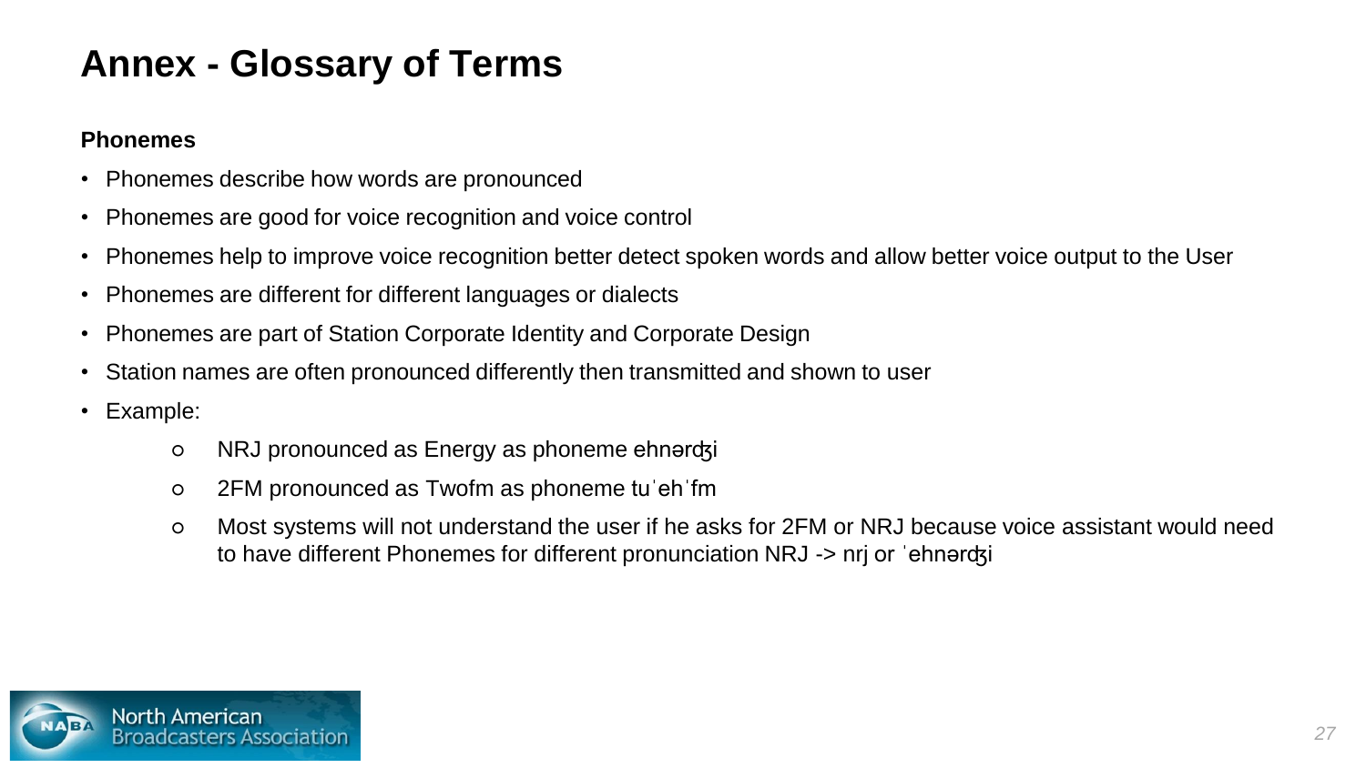# Annex - Glossary of Terms

**Phonemes**

- Phonemes describe how words are pronounced
- Phonemes are good for voice recognition and voice control
- Phonemes help to improve voice recognition better detect spoken words and allow better voice output to the User
- Phonemes are different for different languages or dialects
- Phonemes are part of Station Corporate Identity and Corporate Design
- Station names are often pronounced differently then transmitted and shown to user
- Example:
  - NRJ pronounced as Energy as phoneme ehnərʤi
  - 2FM pronounced as Twofm as phoneme tuˈehˈfm
  - Most systems will not understand the user if he asks for 2FM or NRJ because voice assistant would need to have different Phonemes for different pronunciation NRJ -> nrj or ˈehnərʤi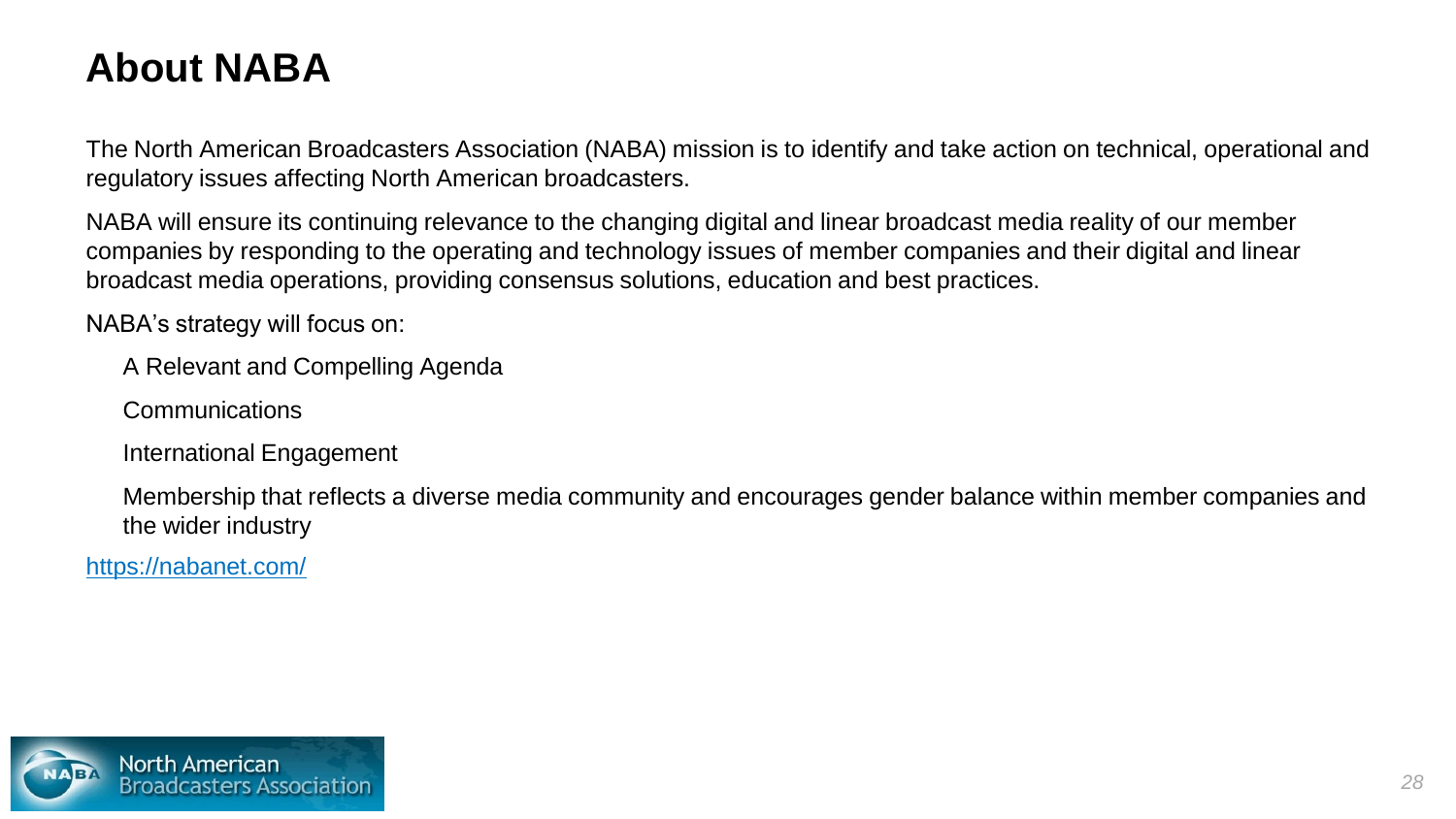# About NABA

The North American Broadcasters Association (NABA) mission is to identify and take action on technical, operational and regulatory issues affecting North American broadcasters.

NABA will ensure its continuing relevance to the changing digital and linear broadcast media reality of our member companies by responding to the operating and technology issues of member companies and their digital and linear broadcast media operations, providing consensus solutions, education and best practices.

NABA's strategy will focus on:

- A Relevant and Compelling Agenda
- Communications
- International Engagement
- Membership that reflects a diverse media community and encourages gender balance within member companies and the wider industry

https://nabanet.com/

North American Broadcasters Association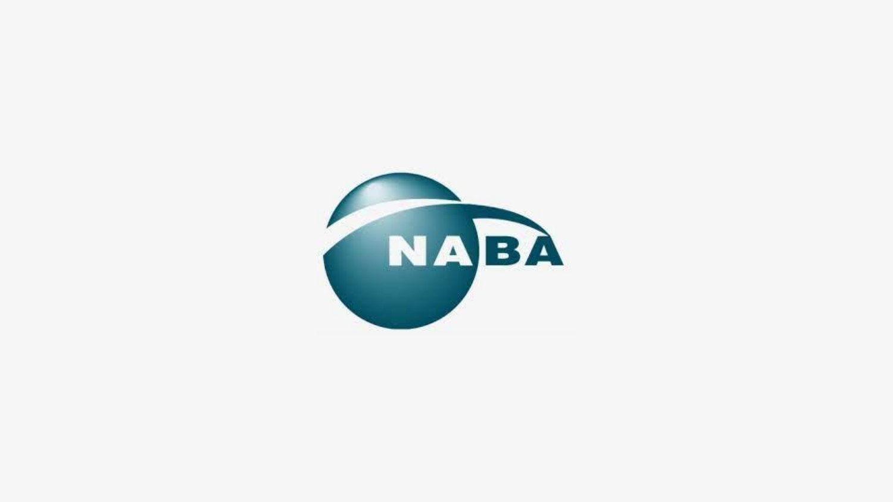NABA